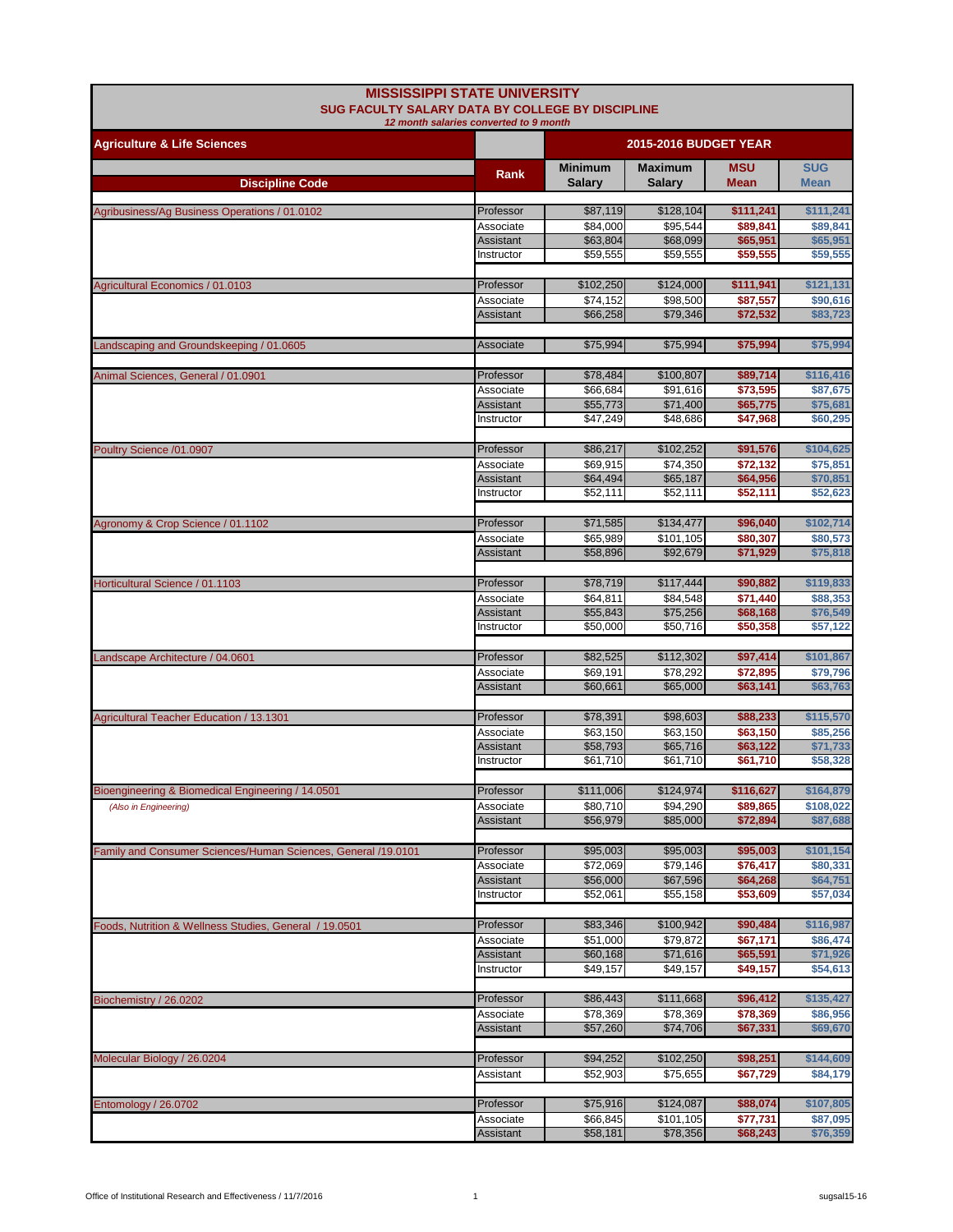# MISSISSIPPI STATE UNIVERSITY

## SUG FACULTY SALARY DATA BY COLLEGE BY DISCIPLINE

*12 month salaries converted to 9 month*

| Agriculture & Life Sciences | | 2015-2016 BUDGET YEAR | | | |
|---|---|---|---|---|---|
| Discipline Code | Rank | Minimum Salary | Maximum Salary | MSU Mean | SUG Mean |
| Agribusiness/Ag Business Operations / 01.0102 | Professor | $87,119 | $128,104 | $111,241 | $111,241 |
| | Associate | $84,000 | $95,544 | $89,841 | $89,841 |
| | Assistant | $63,804 | $68,099 | $65,951 | $65,951 |
| | Instructor | $59,555 | $59,555 | $59,555 | $59,555 |
| Agricultural Economics / 01.0103 | Professor | $102,250 | $124,000 | $111,941 | $121,131 |
| | Associate | $74,152 | $98,500 | $87,557 | $90,616 |
| | Assistant | $66,258 | $79,346 | $72,532 | $83,723 |
| Landscaping and Groundskeeping / 01.0605 | Associate | $75,994 | $75,994 | $75,994 | $75,994 |
| Animal Sciences, General / 01.0901 | Professor | $78,484 | $100,807 | $89,714 | $116,416 |
| | Associate | $66,684 | $91,616 | $73,595 | $87,675 |
| | Assistant | $55,773 | $71,400 | $65,775 | $75,681 |
| | Instructor | $47,249 | $48,686 | $47,968 | $60,295 |
| Poultry Science /01.0907 | Professor | $86,217 | $102,252 | $91,576 | $104,625 |
| | Associate | $69,915 | $74,350 | $72,132 | $75,851 |
| | Assistant | $64,494 | $65,187 | $64,956 | $70,851 |
| | Instructor | $52,111 | $52,111 | $52,111 | $52,623 |
| Agronomy & Crop Science / 01.1102 | Professor | $71,585 | $134,477 | $96,040 | $102,714 |
| | Associate | $65,989 | $101,105 | $80,307 | $80,573 |
| | Assistant | $58,896 | $92,679 | $71,929 | $75,818 |
| Horticultural Science / 01.1103 | Professor | $78,719 | $117,444 | $90,882 | $119,833 |
| | Associate | $64,811 | $84,548 | $71,440 | $88,353 |
| | Assistant | $55,843 | $75,256 | $68,168 | $76,549 |
| | Instructor | $50,000 | $50,716 | $50,358 | $57,122 |
| Landscape Architecture / 04.0601 | Professor | $82,525 | $112,302 | $97,414 | $101,867 |
| | Associate | $69,191 | $78,292 | $72,895 | $79,796 |
| | Assistant | $60,661 | $65,000 | $63,141 | $63,763 |
| Agricultural Teacher Education / 13.1301 | Professor | $78,391 | $98,603 | $88,233 | $115,570 |
| | Associate | $63,150 | $63,150 | $63,150 | $85,256 |
| | Assistant | $58,793 | $65,716 | $63,122 | $71,733 |
| | Instructor | $61,710 | $61,710 | $61,710 | $58,328 |
| Bioengineering & Biomedical Engineering / 14.0501 | Professor | $111,006 | $124,974 | $116,627 | $164,879 |
| *(Also in Engineering)* | Associate | $80,710 | $94,290 | $89,865 | $108,022 |
| | Assistant | $56,979 | $85,000 | $72,894 | $87,688 |
| Family and Consumer Sciences/Human Sciences, General /19.0101 | Professor | $95,003 | $95,003 | $95,003 | $101,154 |
| | Associate | $72,069 | $79,146 | $76,417 | $80,331 |
| | Assistant | $56,000 | $67,596 | $64,268 | $64,751 |
| | Instructor | $52,061 | $55,158 | $53,609 | $57,034 |
| Foods, Nutrition & Wellness Studies, General / 19.0501 | Professor | $83,346 | $100,942 | $90,484 | $116,987 |
| | Associate | $51,000 | $79,872 | $67,171 | $86,474 |
| | Assistant | $60,168 | $71,616 | $65,591 | $71,926 |
| | Instructor | $49,157 | $49,157 | $49,157 | $54,613 |
| Biochemistry / 26.0202 | Professor | $86,443 | $111,668 | $96,412 | $135,427 |
| | Associate | $78,369 | $78,369 | $78,369 | $86,956 |
| | Assistant | $57,260 | $74,706 | $67,331 | $69,670 |
| Molecular Biology / 26.0204 | Professor | $94,252 | $102,250 | $98,251 | $144,609 |
| | Assistant | $52,903 | $75,655 | $67,729 | $84,179 |
| Entomology / 26.0702 | Professor | $75,916 | $124,087 | $88,074 | $107,805 |
| | Associate | $66,845 | $101,105 | $77,731 | $87,095 |
| | Assistant | $58,181 | $78,356 | $68,243 | $76,359 |

Office of Institutional Research and Effectiveness / 11/7/2016 — sugsal15-16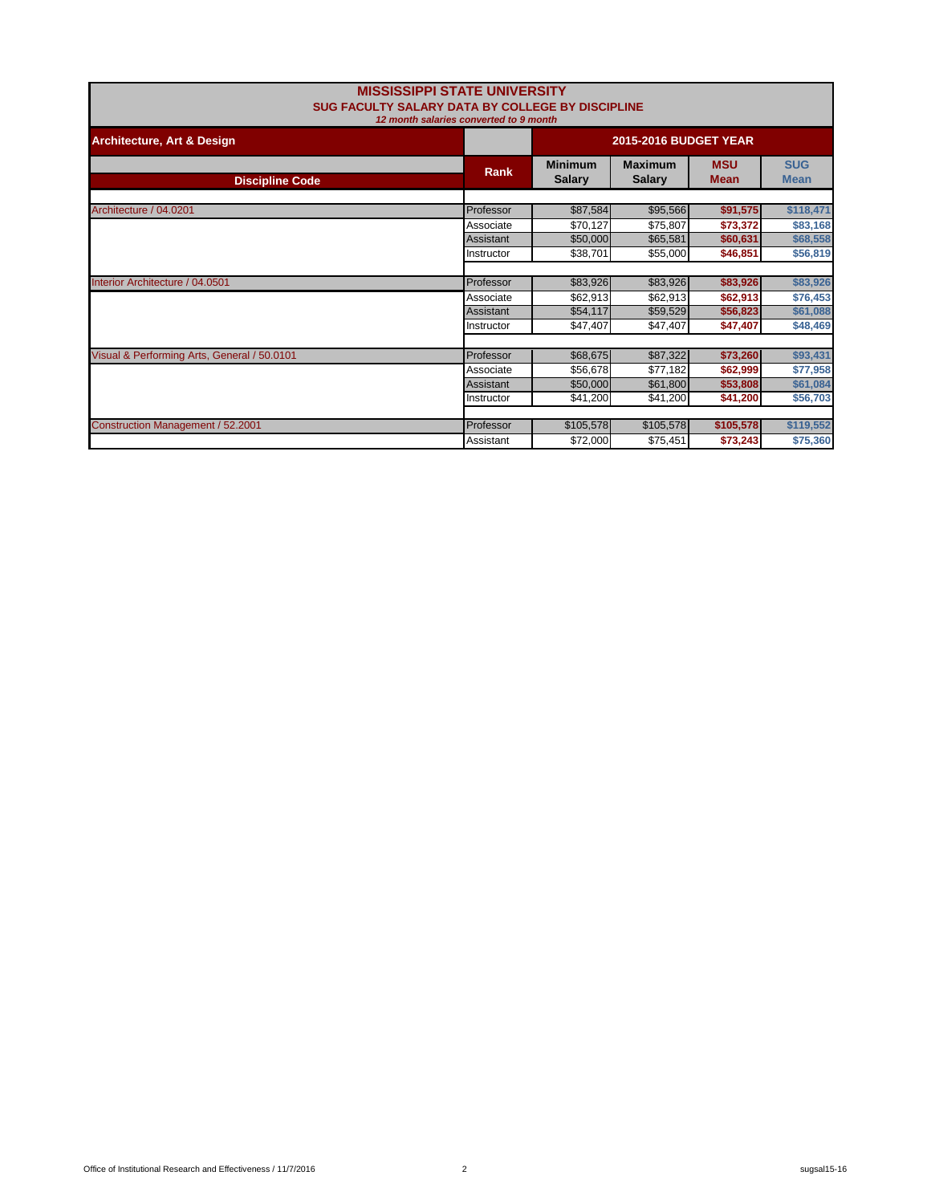# MISSISSIPPI STATE UNIVERSITY

## SUG FACULTY SALARY DATA BY COLLEGE BY DISCIPLINE

*12 month salaries converted to 9 month*

| Architecture, Art & Design | | 2015-2016 BUDGET YEAR | | | |
|---|---|---|---|---|---|
| **Discipline Code** | **Rank** | **Minimum Salary** | **Maximum Salary** | **MSU Mean** | **SUG Mean** |
| Architecture / 04.0201 | Professor | $87,584 | $95,566 | **$91,575** | **$118,471** |
| | Associate | $70,127 | $75,807 | **$73,372** | **$83,168** |
| | Assistant | $50,000 | $65,581 | **$60,631** | **$68,558** |
| | Instructor | $38,701 | $55,000 | **$46,851** | **$56,819** |
| Interior Architecture / 04.0501 | Professor | $83,926 | $83,926 | **$83,926** | **$83,926** |
| | Associate | $62,913 | $62,913 | **$62,913** | **$76,453** |
| | Assistant | $54,117 | $59,529 | **$56,823** | **$61,088** |
| | Instructor | $47,407 | $47,407 | **$47,407** | **$48,469** |
| Visual & Performing Arts, General / 50.0101 | Professor | $68,675 | $87,322 | **$73,260** | **$93,431** |
| | Associate | $56,678 | $77,182 | **$62,999** | **$77,958** |
| | Assistant | $50,000 | $61,800 | **$53,808** | **$61,084** |
| | Instructor | $41,200 | $41,200 | **$41,200** | **$56,703** |
| Construction Management / 52.2001 | Professor | $105,578 | $105,578 | **$105,578** | **$119,552** |
| | Assistant | $72,000 | $75,451 | **$73,243** | **$75,360** |

Office of Institutional Research and Effectiveness / 11/7/2016 sugsal15-16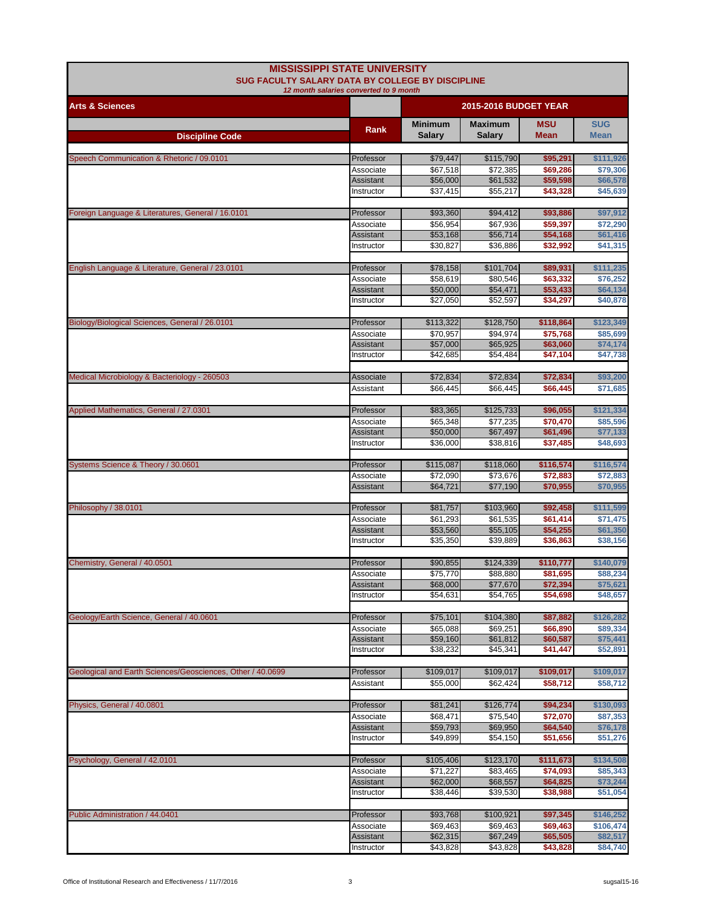# MISSISSIPPI STATE UNIVERSITY

## SUG FACULTY SALARY DATA BY COLLEGE BY DISCIPLINE

*12 month salaries converted to 9 month*

| Arts & Sciences | | 2015-2016 BUDGET YEAR | | | |
|---|---|---|---|---|---|
| Discipline Code | Rank | Minimum Salary | Maximum Salary | MSU Mean | SUG Mean |
| Speech Communication & Rhetoric / 09.0101 | Professor | $79,447 | $115,790 | $95,291 | $111,926 |
| | Associate | $67,518 | $72,385 | $69,286 | $79,306 |
| | Assistant | $56,000 | $61,532 | $59,598 | $66,578 |
| | Instructor | $37,415 | $55,217 | $43,328 | $45,639 |
| Foreign Language & Literatures, General / 16.0101 | Professor | $93,360 | $94,412 | $93,886 | $97,912 |
| | Associate | $56,954 | $67,936 | $59,397 | $72,290 |
| | Assistant | $53,168 | $56,714 | $54,168 | $61,416 |
| | Instructor | $30,827 | $36,886 | $32,992 | $41,315 |
| English Language & Literature, General / 23.0101 | Professor | $78,158 | $101,704 | $89,931 | $111,235 |
| | Associate | $58,619 | $80,546 | $63,332 | $76,252 |
| | Assistant | $50,000 | $54,471 | $53,433 | $64,134 |
| | Instructor | $27,050 | $52,597 | $34,297 | $40,878 |
| Biology/Biological Sciences, General / 26.0101 | Professor | $113,322 | $128,750 | $118,864 | $123,349 |
| | Associate | $70,957 | $94,974 | $75,768 | $85,699 |
| | Assistant | $57,000 | $65,925 | $63,060 | $74,174 |
| | Instructor | $42,685 | $54,484 | $47,104 | $47,738 |
| Medical Microbiology & Bacteriology - 260503 | Associate | $72,834 | $72,834 | $72,834 | $93,200 |
| | Assistant | $66,445 | $66,445 | $66,445 | $71,685 |
| Applied Mathematics, General / 27.0301 | Professor | $83,365 | $125,733 | $96,055 | $121,334 |
| | Associate | $65,348 | $77,235 | $70,470 | $85,596 |
| | Assistant | $50,000 | $67,497 | $61,496 | $77,133 |
| | Instructor | $36,000 | $38,816 | $37,485 | $48,693 |
| Systems Science & Theory / 30.0601 | Professor | $115,087 | $118,060 | $116,574 | $116,574 |
| | Associate | $72,090 | $73,676 | $72,883 | $72,883 |
| | Assistant | $64,721 | $77,190 | $70,955 | $70,955 |
| Philosophy / 38.0101 | Professor | $81,757 | $103,960 | $92,458 | $111,599 |
| | Associate | $61,293 | $61,535 | $61,414 | $71,475 |
| | Assistant | $53,560 | $55,105 | $54,255 | $61,350 |
| | Instructor | $35,350 | $39,889 | $36,863 | $38,156 |
| Chemistry, General / 40.0501 | Professor | $90,855 | $124,339 | $110,777 | $140,079 |
| | Associate | $75,770 | $88,880 | $81,695 | $88,234 |
| | Assistant | $68,000 | $77,670 | $72,394 | $75,621 |
| | Instructor | $54,631 | $54,765 | $54,698 | $48,657 |
| Geology/Earth Science, General / 40.0601 | Professor | $75,101 | $104,380 | $87,882 | $126,282 |
| | Associate | $65,088 | $69,251 | $66,890 | $89,334 |
| | Assistant | $59,160 | $61,812 | $60,587 | $75,441 |
| | Instructor | $38,232 | $45,341 | $41,447 | $52,891 |
| Geological and Earth Sciences/Geosciences, Other / 40.0699 | Professor | $109,017 | $109,017 | $109,017 | $109,017 |
| | Assistant | $55,000 | $62,424 | $58,712 | $58,712 |
| Physics, General / 40.0801 | Professor | $81,241 | $126,774 | $94,234 | $130,093 |
| | Associate | $68,471 | $75,540 | $72,070 | $87,353 |
| | Assistant | $59,793 | $69,950 | $64,540 | $76,178 |
| | Instructor | $49,899 | $54,150 | $51,656 | $51,276 |
| Psychology, General / 42.0101 | Professor | $105,406 | $123,170 | $111,673 | $134,508 |
| | Associate | $71,227 | $83,465 | $74,093 | $85,343 |
| | Assistant | $62,000 | $68,557 | $64,825 | $73,244 |
| | Instructor | $38,446 | $39,530 | $38,988 | $51,054 |
| Public Administration / 44.0401 | Professor | $93,768 | $100,921 | $97,345 | $146,252 |
| | Associate | $69,463 | $69,463 | $69,463 | $106,474 |
| | Assistant | $62,315 | $67,249 | $65,505 | $82,517 |
| | Instructor | $43,828 | $43,828 | $43,828 | $84,740 |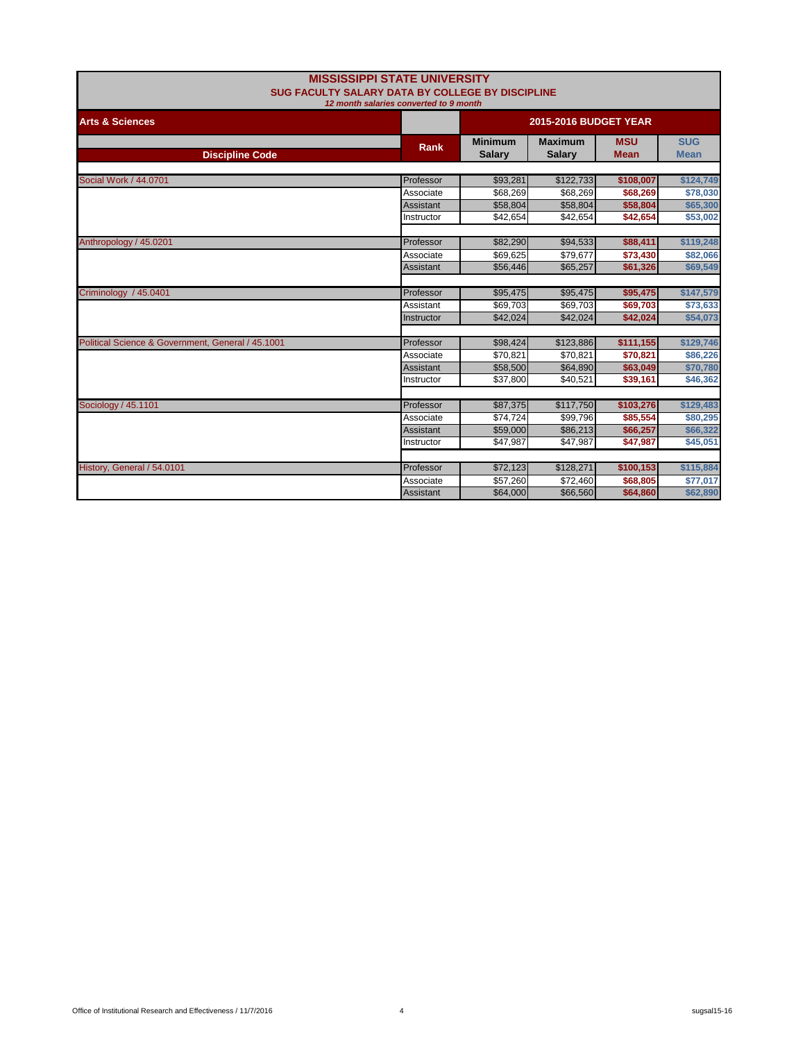# MISSISSIPPI STATE UNIVERSITY

## SUG FACULTY SALARY DATA BY COLLEGE BY DISCIPLINE

*12 month salaries converted to 9 month*

| Arts & Sciences | | 2015-2016 BUDGET YEAR | | | |
|---|---|---|---|---|---|
| Discipline Code | Rank | Minimum Salary | Maximum Salary | MSU Mean | SUG Mean |
| Social Work / 44.0701 | Professor | $93,281 | $122,733 | $108,007 | $124,749 |
| | Associate | $68,269 | $68,269 | $68,269 | $78,030 |
| | Assistant | $58,804 | $58,804 | $58,804 | $65,300 |
| | Instructor | $42,654 | $42,654 | $42,654 | $53,002 |
| Anthropology / 45.0201 | Professor | $82,290 | $94,533 | $88,411 | $119,248 |
| | Associate | $69,625 | $79,677 | $73,430 | $82,066 |
| | Assistant | $56,446 | $65,257 | $61,326 | $69,549 |
| Criminology / 45.0401 | Professor | $95,475 | $95,475 | $95,475 | $147,579 |
| | Assistant | $69,703 | $69,703 | $69,703 | $73,633 |
| | Instructor | $42,024 | $42,024 | $42,024 | $54,073 |
| Political Science & Government, General / 45.1001 | Professor | $98,424 | $123,886 | $111,155 | $129,746 |
| | Associate | $70,821 | $70,821 | $70,821 | $86,226 |
| | Assistant | $58,500 | $64,890 | $63,049 | $70,780 |
| | Instructor | $37,800 | $40,521 | $39,161 | $46,362 |
| Sociology / 45.1101 | Professor | $87,375 | $117,750 | $103,276 | $129,483 |
| | Associate | $74,724 | $99,796 | $85,554 | $80,295 |
| | Assistant | $59,000 | $86,213 | $66,257 | $66,322 |
| | Instructor | $47,987 | $47,987 | $47,987 | $45,051 |
| History, General / 54.0101 | Professor | $72,123 | $128,271 | $100,153 | $115,884 |
| | Associate | $57,260 | $72,460 | $68,805 | $77,017 |
| | Assistant | $64,000 | $66,560 | $64,860 | $62,890 |

Office of Institutional Research and Effectiveness / 11/7/2016 sugsal15-16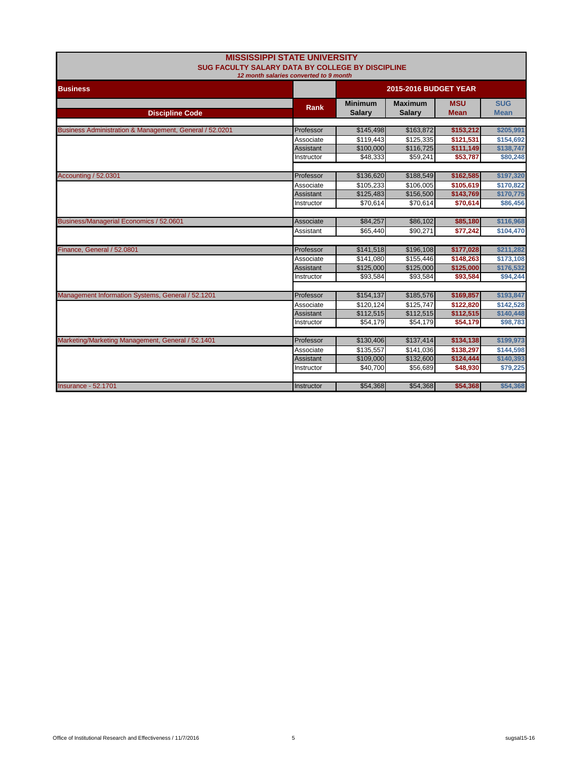# MISSISSIPPI STATE UNIVERSITY

## SUG FACULTY SALARY DATA BY COLLEGE BY DISCIPLINE

*12 month salaries converted to 9 month*

| Business | | 2015-2016 BUDGET YEAR | | | |
|---|---|---|---|---|---|
| Discipline Code | Rank | Minimum Salary | Maximum Salary | MSU Mean | SUG Mean |
| Business Administration & Management, General / 52.0201 | Professor | $145,498 | $163,872 | $153,212 | $205,991 |
| | Associate | $119,443 | $125,335 | $121,531 | $154,692 |
| | Assistant | $100,000 | $116,725 | $111,149 | $138,747 |
| | Instructor | $48,333 | $59,241 | $53,787 | $80,248 |
| Accounting / 52.0301 | Professor | $136,620 | $188,549 | $162,585 | $197,320 |
| | Associate | $105,233 | $106,005 | $105,619 | $170,822 |
| | Assistant | $125,483 | $156,500 | $143,769 | $170,775 |
| | Instructor | $70,614 | $70,614 | $70,614 | $86,456 |
| Business/Managerial Economics / 52.0601 | Associate | $84,257 | $86,102 | $85,180 | $116,968 |
| | Assistant | $65,440 | $90,271 | $77,242 | $104,470 |
| Finance, General / 52.0801 | Professor | $141,518 | $196,108 | $177,028 | $211,282 |
| | Associate | $141,080 | $155,446 | $148,263 | $173,108 |
| | Assistant | $125,000 | $125,000 | $125,000 | $176,532 |
| | Instructor | $93,584 | $93,584 | $93,584 | $94,244 |
| Management Information Systems, General / 52.1201 | Professor | $154,137 | $185,576 | $169,857 | $193,847 |
| | Associate | $120,124 | $125,747 | $122,820 | $142,528 |
| | Assistant | $112,515 | $112,515 | $112,515 | $140,448 |
| | Instructor | $54,179 | $54,179 | $54,179 | $98,783 |
| Marketing/Marketing Management, General / 52.1401 | Professor | $130,406 | $137,414 | $134,138 | $199,973 |
| | Associate | $135,557 | $141,036 | $138,297 | $144,598 |
| | Assistant | $109,000 | $132,600 | $124,444 | $140,393 |
| | Instructor | $40,700 | $56,689 | $48,930 | $79,225 |
| Insurance - 52.1701 | Instructor | $54,368 | $54,368 | $54,368 | $54,368 |

Office of Institutional Research and Effectiveness / 11/7/2016 sugsal15-16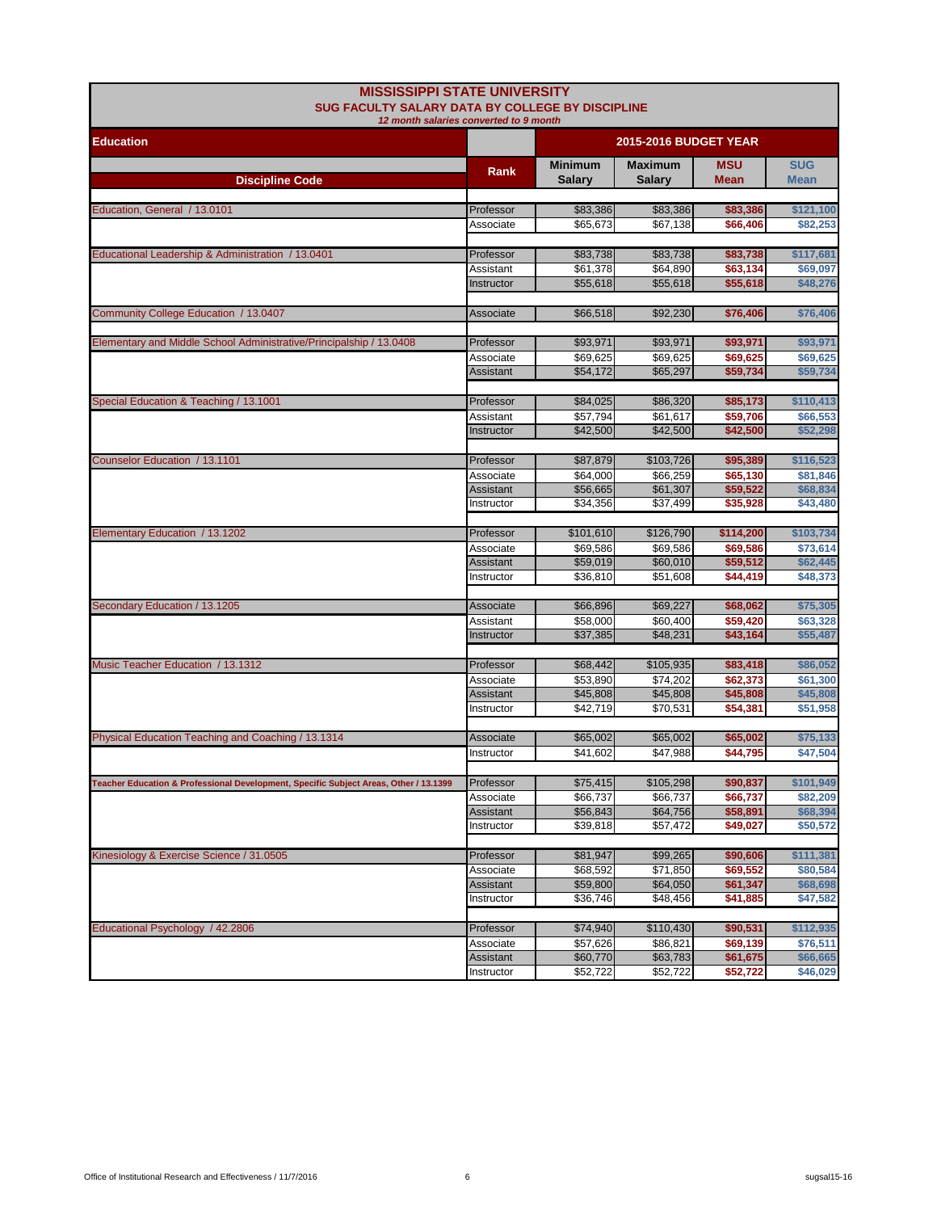# MISSISSIPPI STATE UNIVERSITY

## SUG FACULTY SALARY DATA BY COLLEGE BY DISCIPLINE

*12 month salaries converted to 9 month*

| Education | | 2015-2016 BUDGET YEAR | | | |
|---|---|---|---|---|---|
| Discipline Code | Rank | Minimum Salary | Maximum Salary | MSU Mean | SUG Mean |
| Education, General / 13.0101 | Professor | $83,386 | $83,386 | $83,386 | $121,100 |
| | Associate | $65,673 | $67,138 | $66,406 | $82,253 |
| Educational Leadership & Administration / 13.0401 | Professor | $83,738 | $83,738 | $83,738 | $117,681 |
| | Assistant | $61,378 | $64,890 | $63,134 | $69,097 |
| | Instructor | $55,618 | $55,618 | $55,618 | $48,276 |
| Community College Education / 13.0407 | Associate | $66,518 | $92,230 | $76,406 | $76,406 |
| Elementary and Middle School Administrative/Principalship / 13.0408 | Professor | $93,971 | $93,971 | $93,971 | $93,971 |
| | Associate | $69,625 | $69,625 | $69,625 | $69,625 |
| | Assistant | $54,172 | $65,297 | $59,734 | $59,734 |
| Special Education & Teaching / 13.1001 | Professor | $84,025 | $86,320 | $85,173 | $110,413 |
| | Assistant | $57,794 | $61,617 | $59,706 | $66,553 |
| | Instructor | $42,500 | $42,500 | $42,500 | $52,298 |
| Counselor Education / 13.1101 | Professor | $87,879 | $103,726 | $95,389 | $116,523 |
| | Associate | $64,000 | $66,259 | $65,130 | $81,846 |
| | Assistant | $56,665 | $61,307 | $59,522 | $68,834 |
| | Instructor | $34,356 | $37,499 | $35,928 | $43,480 |
| Elementary Education / 13.1202 | Professor | $101,610 | $126,790 | $114,200 | $103,734 |
| | Associate | $69,586 | $69,586 | $69,586 | $73,614 |
| | Assistant | $59,019 | $60,010 | $59,512 | $62,445 |
| | Instructor | $36,810 | $51,608 | $44,419 | $48,373 |
| Secondary Education / 13.1205 | Associate | $66,896 | $69,227 | $68,062 | $75,305 |
| | Assistant | $58,000 | $60,400 | $59,420 | $63,328 |
| | Instructor | $37,385 | $48,231 | $43,164 | $55,487 |
| Music Teacher Education / 13.1312 | Professor | $68,442 | $105,935 | $83,418 | $86,052 |
| | Associate | $53,890 | $74,202 | $62,373 | $61,300 |
| | Assistant | $45,808 | $45,808 | $45,808 | $45,808 |
| | Instructor | $42,719 | $70,531 | $54,381 | $51,958 |
| Physical Education Teaching and Coaching / 13.1314 | Associate | $65,002 | $65,002 | $65,002 | $75,133 |
| | Instructor | $41,602 | $47,988 | $44,795 | $47,504 |
| Teacher Education & Professional Development, Specific Subject Areas, Other / 13.1399 | Professor | $75,415 | $105,298 | $90,837 | $101,949 |
| | Associate | $66,737 | $66,737 | $66,737 | $82,209 |
| | Assistant | $56,843 | $64,756 | $58,891 | $68,394 |
| | Instructor | $39,818 | $57,472 | $49,027 | $50,572 |
| Kinesiology & Exercise Science / 31.0505 | Professor | $81,947 | $99,265 | $90,606 | $111,381 |
| | Associate | $68,592 | $71,850 | $69,552 | $80,584 |
| | Assistant | $59,800 | $64,050 | $61,347 | $68,698 |
| | Instructor | $36,746 | $48,456 | $41,885 | $47,582 |
| Educational Psychology / 42.2806 | Professor | $74,940 | $110,430 | $90,531 | $112,935 |
| | Associate | $57,626 | $86,821 | $69,139 | $76,511 |
| | Assistant | $60,770 | $63,783 | $61,675 | $66,665 |
| | Instructor | $52,722 | $52,722 | $52,722 | $46,029 |

Office of Institutional Research and Effectiveness / 11/7/2016 sugsal15-16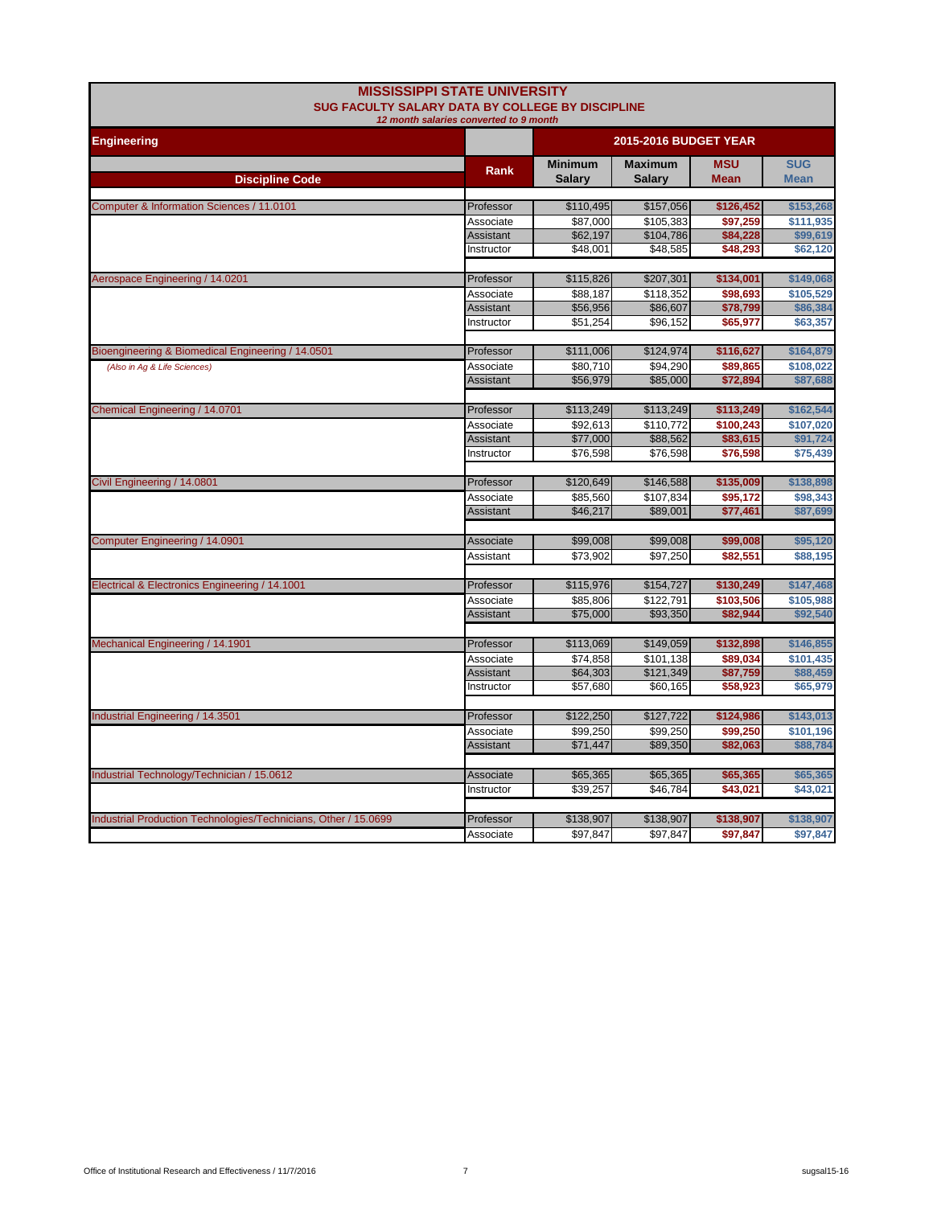# MISSISSIPPI STATE UNIVERSITY

## SUG FACULTY SALARY DATA BY COLLEGE BY DISCIPLINE

*12 month salaries converted to 9 month*

**Engineering** — **2015-2016 BUDGET YEAR**

| Discipline Code | Rank | Minimum Salary | Maximum Salary | MSU Mean | SUG Mean |
|---|---|---|---|---|---|
| Computer & Information Sciences / 11.0101 | Professor | $110,495 | $157,056 | $126,452 | $153,268 |
| | Associate | $87,000 | $105,383 | $97,259 | $111,935 |
| | Assistant | $62,197 | $104,786 | $84,228 | $99,619 |
| | Instructor | $48,001 | $48,585 | $48,293 | $62,120 |
| Aerospace Engineering / 14.0201 | Professor | $115,826 | $207,301 | $134,001 | $149,068 |
| | Associate | $88,187 | $118,352 | $98,693 | $105,529 |
| | Assistant | $56,956 | $86,607 | $78,799 | $86,384 |
| | Instructor | $51,254 | $96,152 | $65,977 | $63,357 |
| Bioengineering & Biomedical Engineering / 14.0501 | Professor | $111,006 | $124,974 | $116,627 | $164,879 |
| *(Also in Ag & Life Sciences)* | Associate | $80,710 | $94,290 | $89,865 | $108,022 |
| | Assistant | $56,979 | $85,000 | $72,894 | $87,688 |
| Chemical Engineering / 14.0701 | Professor | $113,249 | $113,249 | $113,249 | $162,544 |
| | Associate | $92,613 | $110,772 | $100,243 | $107,020 |
| | Assistant | $77,000 | $88,562 | $83,615 | $91,724 |
| | Instructor | $76,598 | $76,598 | $76,598 | $75,439 |
| Civil Engineering / 14.0801 | Professor | $120,649 | $146,588 | $135,009 | $138,898 |
| | Associate | $85,560 | $107,834 | $95,172 | $98,343 |
| | Assistant | $46,217 | $89,001 | $77,461 | $87,699 |
| Computer Engineering / 14.0901 | Associate | $99,008 | $99,008 | $99,008 | $95,120 |
| | Assistant | $73,902 | $97,250 | $82,551 | $88,195 |
| Electrical & Electronics Engineering / 14.1001 | Professor | $115,976 | $154,727 | $130,249 | $147,468 |
| | Associate | $85,806 | $122,791 | $103,506 | $105,988 |
| | Assistant | $75,000 | $93,350 | $82,944 | $92,540 |
| Mechanical Engineering / 14.1901 | Professor | $113,069 | $149,059 | $132,898 | $146,855 |
| | Associate | $74,858 | $101,138 | $89,034 | $101,435 |
| | Assistant | $64,303 | $121,349 | $87,759 | $88,459 |
| | Instructor | $57,680 | $60,165 | $58,923 | $65,979 |
| Industrial Engineering / 14.3501 | Professor | $122,250 | $127,722 | $124,986 | $143,013 |
| | Associate | $99,250 | $99,250 | $99,250 | $101,196 |
| | Assistant | $71,447 | $89,350 | $82,063 | $88,784 |
| Industrial Technology/Technician / 15.0612 | Associate | $65,365 | $65,365 | $65,365 | $65,365 |
| | Instructor | $39,257 | $46,784 | $43,021 | $43,021 |
| Industrial Production Technologies/Technicians, Other / 15.0699 | Professor | $138,907 | $138,907 | $138,907 | $138,907 |
| | Associate | $97,847 | $97,847 | $97,847 | $97,847 |

Office of Institutional Research and Effectiveness / 11/7/2016 — sugsal15-16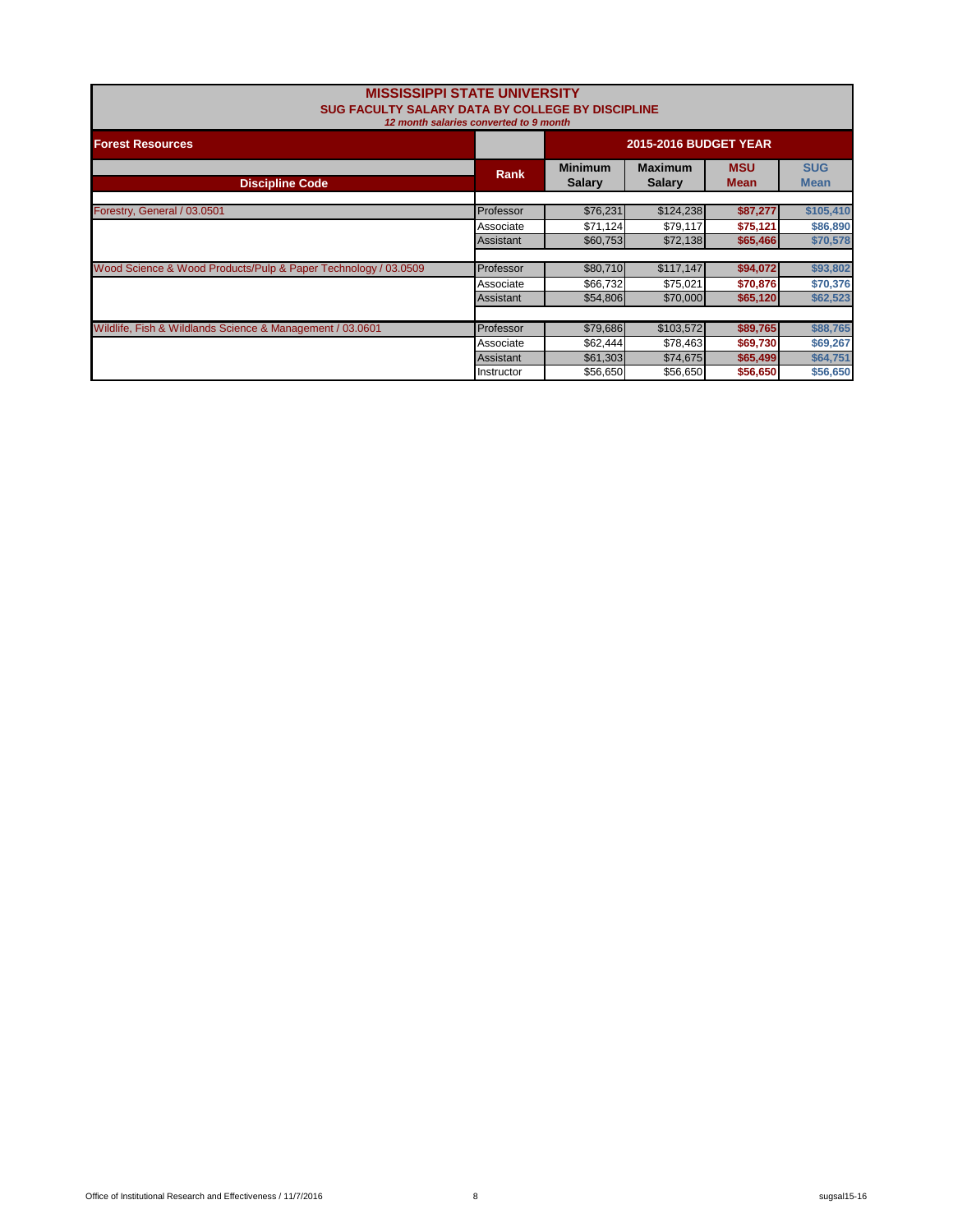# MISSISSIPPI STATE UNIVERSITY

## SUG FACULTY SALARY DATA BY COLLEGE BY DISCIPLINE

*12 month salaries converted to 9 month*

| Forest Resources | | 2015-2016 BUDGET YEAR | | | |
|---|---|---|---|---|---|
| Discipline Code | Rank | Minimum Salary | Maximum Salary | MSU Mean | SUG Mean |
| Forestry, General / 03.0501 | Professor | $76,231 | $124,238 | **$87,277** | **$105,410** |
| | Associate | $71,124 | $79,117 | **$75,121** | **$86,890** |
| | Assistant | $60,753 | $72,138 | **$65,466** | **$70,578** |
| Wood Science & Wood Products/Pulp & Paper Technology / 03.0509 | Professor | $80,710 | $117,147 | **$94,072** | **$93,802** |
| | Associate | $66,732 | $75,021 | **$70,876** | **$70,376** |
| | Assistant | $54,806 | $70,000 | **$65,120** | **$62,523** |
| Wildlife, Fish & Wildlands Science & Management / 03.0601 | Professor | $79,686 | $103,572 | **$89,765** | **$88,765** |
| | Associate | $62,444 | $78,463 | **$69,730** | **$69,267** |
| | Assistant | $61,303 | $74,675 | **$65,499** | **$64,751** |
| | Instructor | $56,650 | $56,650 | **$56,650** | **$56,650** |

Office of Institutional Research and Effectiveness / 11/7/2016 sugsal15-16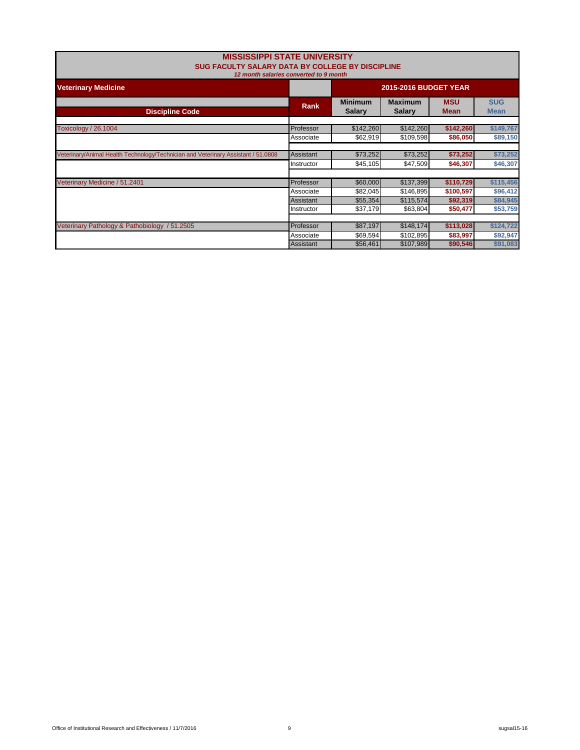# MISSISSIPPI STATE UNIVERSITY

## SUG FACULTY SALARY DATA BY COLLEGE BY DISCIPLINE

*12 month salaries converted to 9 month*

| Veterinary Medicine | | 2015-2016 BUDGET YEAR | | | |
|---|---|---|---|---|---|
| **Discipline Code** | **Rank** | **Minimum Salary** | **Maximum Salary** | **MSU Mean** | **SUG Mean** |
| Toxicology / 26.1004 | Professor | $142,260 | $142,260 | $142,260 | $149,767 |
| | Associate | $62,919 | $109,598 | $86,050 | $89,150 |
| Veterinary/Animal Health Technology/Technician and Veterinary Assistant / 51.0808 | Assistant | $73,252 | $73,252 | $73,252 | $73,252 |
| | Instructor | $45,105 | $47,509 | $46,307 | $46,307 |
| Veterinary Medicine / 51.2401 | Professor | $60,000 | $137,399 | $110,729 | $115,456 |
| | Associate | $82,045 | $146,895 | $100,597 | $96,412 |
| | Assistant | $55,354 | $115,574 | $92,319 | $84,945 |
| | Instructor | $37,179 | $63,804 | $50,477 | $53,759 |
| Veterinary Pathology & Pathobiology / 51.2505 | Professor | $87,197 | $148,174 | $113,028 | $124,722 |
| | Associate | $69,594 | $102,895 | $83,997 | $92,947 |
| | Assistant | $56,461 | $107,989 | $90,546 | $91,083 |

Office of Institutional Research and Effectiveness / 11/7/2016

sugsal15-16